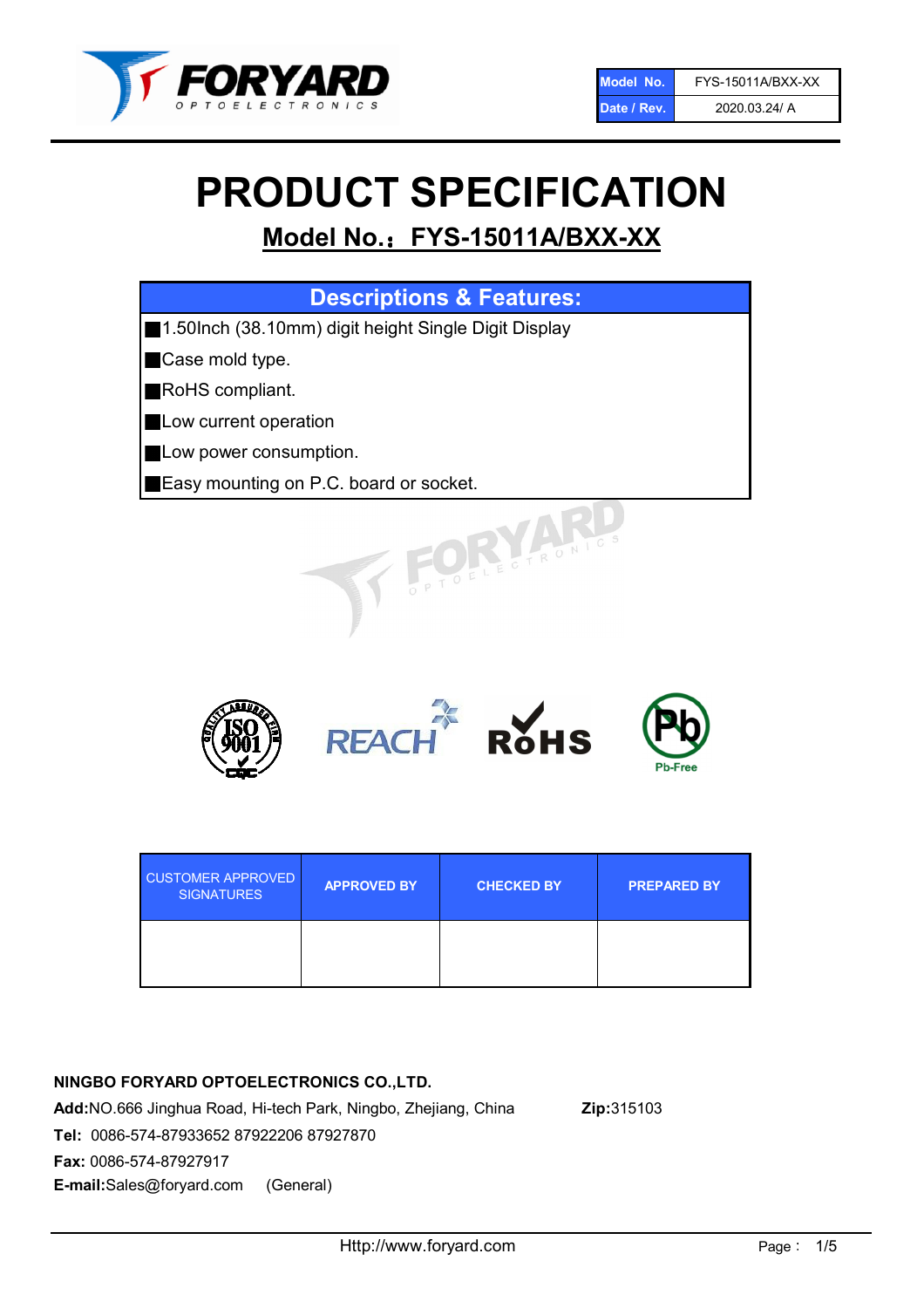| Model No. | FYS-15011A/BXX-XX |
| --- | --- |
| Date / Rev. | 2020.03.24/ A |

# PRODUCT SPECIFICATION

## Model No.：FYS-15011A/BXX-XX

| Descriptions & Features: |
| --- |
| ■1.50Inch (38.10mm) digit height Single Digit Display |
| ■Case mold type. |
| ■RoHS compliant. |
| ■Low current operation |
| ■Low power consumption. |
| ■Easy mounting on P.C. board or socket. |

| CUSTOMER APPROVED SIGNATURES | APPROVED BY | CHECKED BY | PREPARED BY |
| --- | --- | --- | --- |
| | | | |

**NINGBO FORYARD OPTOELECTRONICS CO.,LTD.**

**Add:**NO.666 Jinghua Road, Hi-tech Park, Ningbo, Zhejiang, China **Zip:**315103

**Tel:** 0086-574-87933652 87922206 87927870

**Fax:** 0086-574-87927917

**E-mail:**Sales@foryard.com (General)

Http://www.foryard.com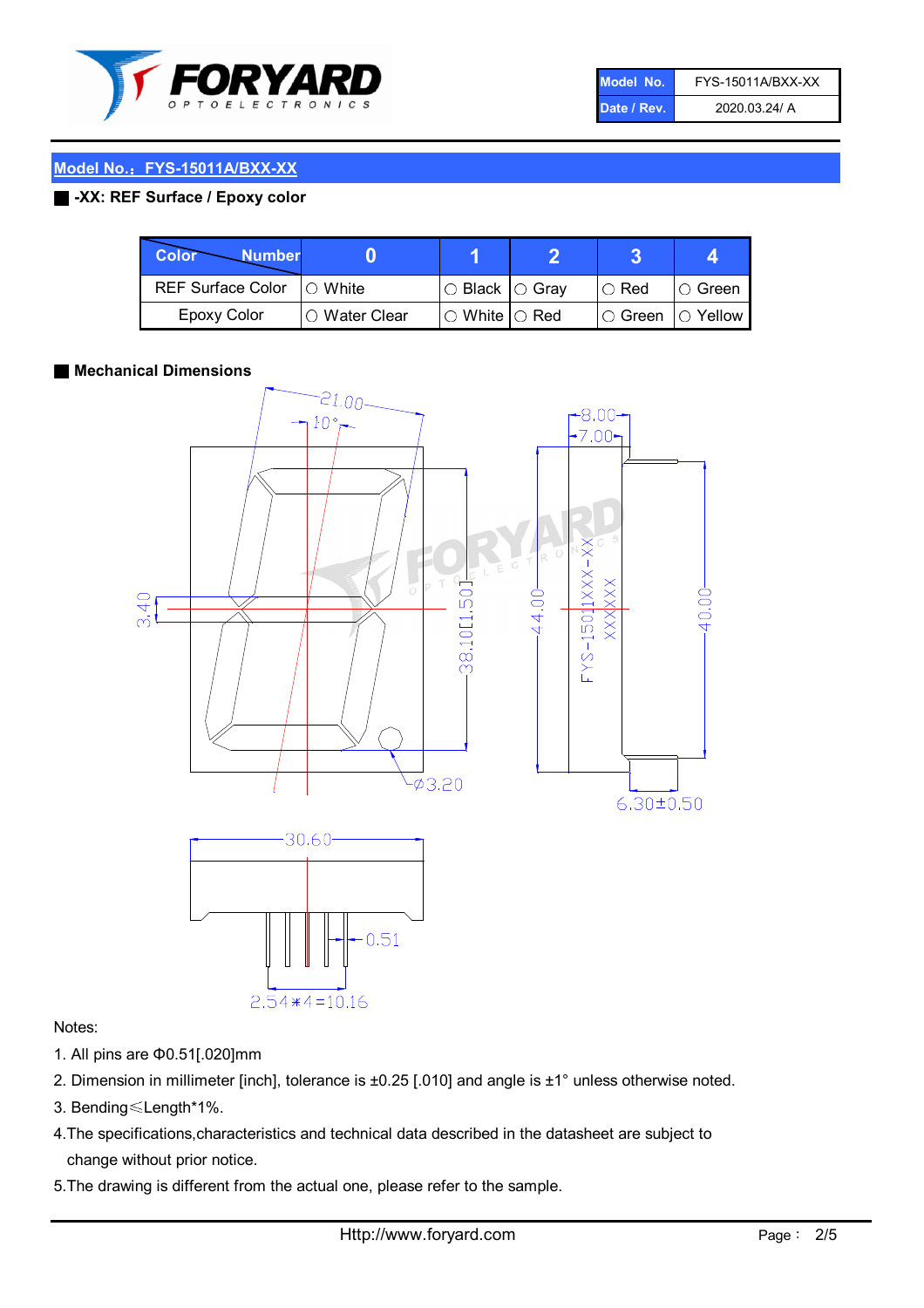| Model No. | FYS-15011A/BXX-XX |
|---|---|
| Date / Rev. | 2020.03.24/ A |

## Model No.：FYS-15011A/BXX-XX

### -XX: REF Surface / Epoxy color

| Color \ Number | 0 | 1 | 2 | 3 | 4 |
|---|---|---|---|---|---|
| REF Surface Color | ○ White | ○ Black | ○ Gray | ○ Red | ○ Green |
| Epoxy Color | ○ Water Clear | ○ White | ○ Red | ○ Green | ○ Yellow |

### Mechanical Dimensions

Notes:

1. All pins are Φ0.51[.020]mm
2. Dimension in millimeter [inch], tolerance is ±0.25 [.010] and angle is ±1° unless otherwise noted.
3. Bending≤Length*1%.
4. The specifications,characteristics and technical data described in the datasheet are subject to change without prior notice.
5. The drawing is different from the actual one, please refer to the sample.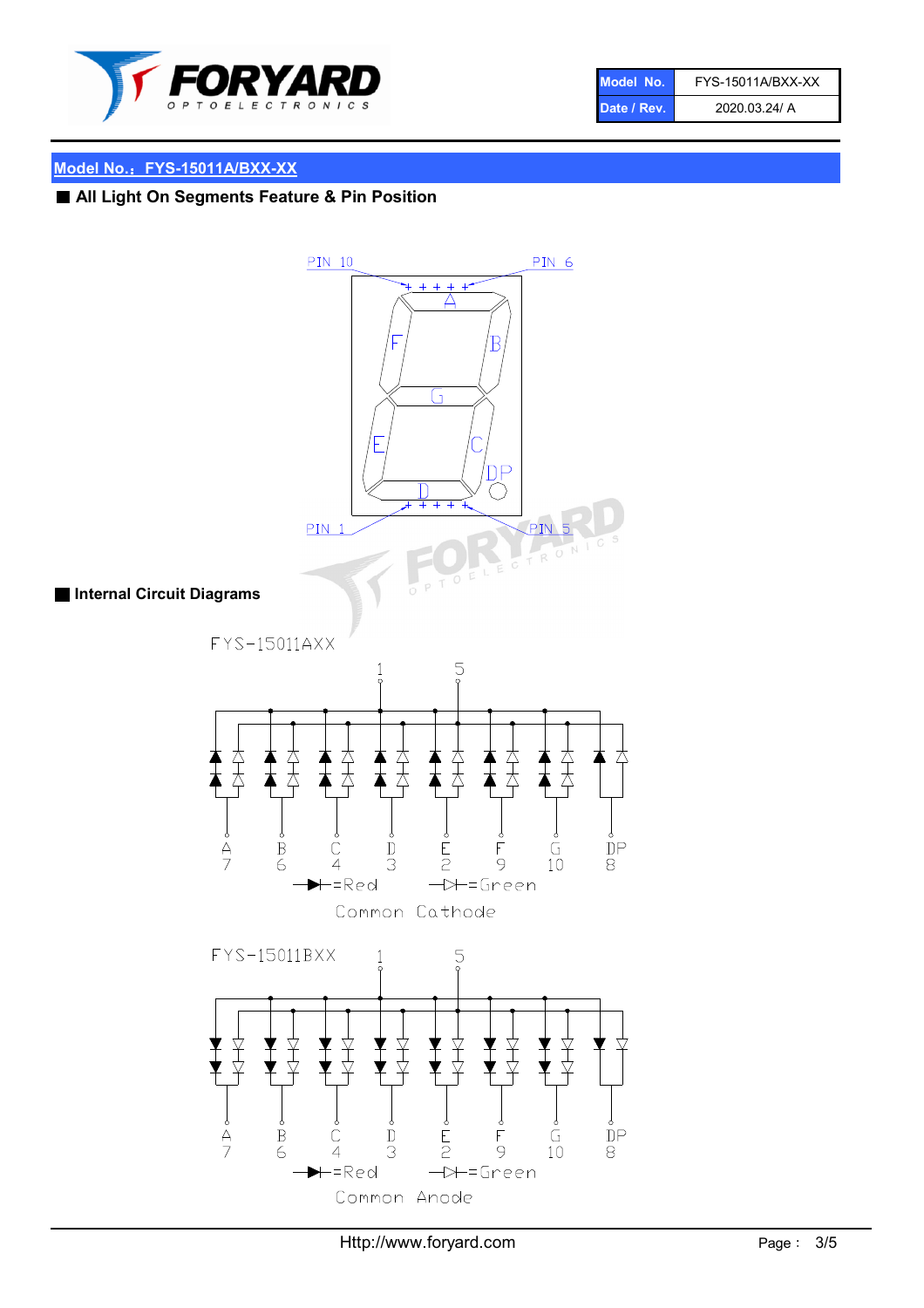| Model No. | FYS-15011A/BXX-XX |
| --- | --- |
| Date / Rev. | 2020.03.24/ A |

## Model No.：FYS-15011A/BXX-XX

### All Light On Segments Feature & Pin Position

PIN 10　PIN 6

A B C D E F G DP

PIN 1　PIN 5

### Internal Circuit Diagrams

FYS-15011AXX

1　5

| A | B | C | D | E | F | G | DP |
| --- | --- | --- | --- | --- | --- | --- | --- |
| 7 | 6 | 4 | 3 | 2 | 9 | 10 | 8 |

▶|=Red　▷|=Green

Common Cathode

FYS-15011BXX

1　5

| A | B | C | D | E | F | G | DP |
| --- | --- | --- | --- | --- | --- | --- | --- |
| 7 | 6 | 4 | 3 | 2 | 9 | 10 | 8 |

▶|=Red　▷|=Green

Common Anode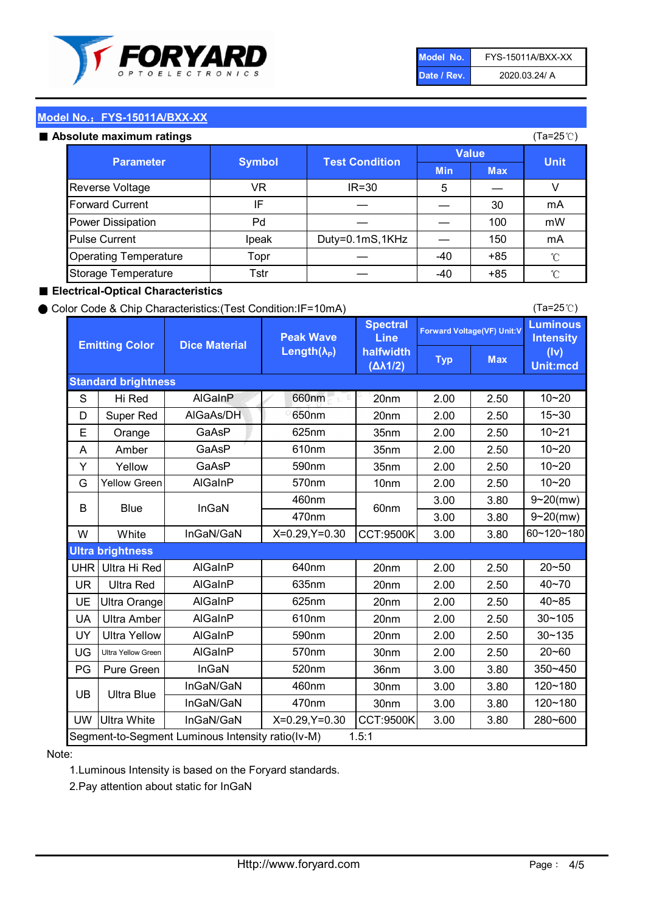| Model No. | FYS-15011A/BXX-XX |
|---|---|
| Date / Rev. | 2020.03.24/ A |

## Model No.：FYS-15011A/BXX-XX

### ■ Absolute maximum ratings

(Ta=25℃)

| Parameter | Symbol | Test Condition | Value | | Unit |
|---|---|---|---|---|---|
| | | | Min | Max | |
| Reverse Voltage | VR | IR=30 | 5 | — | V |
| Forward Current | IF | — | — | 30 | mA |
| Power Dissipation | Pd | — | — | 100 | mW |
| Pulse Current | Ipeak | Duty=0.1mS,1KHz | — | 150 | mA |
| Operating Temperature | Topr | — | -40 | +85 | ℃ |
| Storage Temperature | Tstr | — | -40 | +85 | ℃ |

### ■ Electrical-Optical Characteristics

● Color Code & Chip Characteristics:(Test Condition:IF=10mA)

(Ta=25℃)

| Emitting Color | | Dice Material | Peak Wave Length($\lambda_P$) | Spectral Line halfwidth ($\Delta\lambda 1/2$) | Forward Voltage(VF) Unit:V | | Luminous Intensity (Iv) Unit:mcd |
|---|---|---|---|---|---|---|---|
| | | | | | Typ | Max | |
| **Standard brightness** | | | | | | | |
| S | Hi Red | AlGaInP | 660nm | 20nm | 2.00 | 2.50 | 10~20 |
| D | Super Red | AlGaAs/DH | 650nm | 20nm | 2.00 | 2.50 | 15~30 |
| E | Orange | GaAsP | 625nm | 35nm | 2.00 | 2.50 | 10~21 |
| A | Amber | GaAsP | 610nm | 35nm | 2.00 | 2.50 | 10~20 |
| Y | Yellow | GaAsP | 590nm | 35nm | 2.00 | 2.50 | 10~20 |
| G | Yellow Green | AlGaInP | 570nm | 10nm | 2.00 | 2.50 | 10~20 |
| B | Blue | InGaN | 460nm | 60nm | 3.00 | 3.80 | 9~20(mw) |
| | | | 470nm | | 3.00 | 3.80 | 9~20(mw) |
| W | White | InGaN/GaN | X=0.29,Y=0.30 | CCT:9500K | 3.00 | 3.80 | 60~120~180 |
| **Ultra brightness** | | | | | | | |
| UHR | Ultra Hi Red | AlGaInP | 640nm | 20nm | 2.00 | 2.50 | 20~50 |
| UR | Ultra Red | AlGaInP | 635nm | 20nm | 2.00 | 2.50 | 40~70 |
| UE | Ultra Orange | AlGaInP | 625nm | 20nm | 2.00 | 2.50 | 40~85 |
| UA | Ultra Amber | AlGaInP | 610nm | 20nm | 2.00 | 2.50 | 30~105 |
| UY | Ultra Yellow | AlGaInP | 590nm | 20nm | 2.00 | 2.50 | 30~135 |
| UG | Ultra Yellow Green | AlGaInP | 570nm | 30nm | 2.00 | 2.50 | 20~60 |
| PG | Pure Green | InGaN | 520nm | 36nm | 3.00 | 3.80 | 350~450 |
| UB | Ultra Blue | InGaN/GaN | 460nm | 30nm | 3.00 | 3.80 | 120~180 |
| | | InGaN/GaN | 470nm | 30nm | 3.00 | 3.80 | 120~180 |
| UW | Ultra White | InGaN/GaN | X=0.29,Y=0.30 | CCT:9500K | 3.00 | 3.80 | 280~600 |
| Segment-to-Segment Luminous Intensity ratio(Iv-M) | | | | 1.5:1 | | | |

Note:

1.Luminous Intensity is based on the Foryard standards.

2.Pay attention about static for InGaN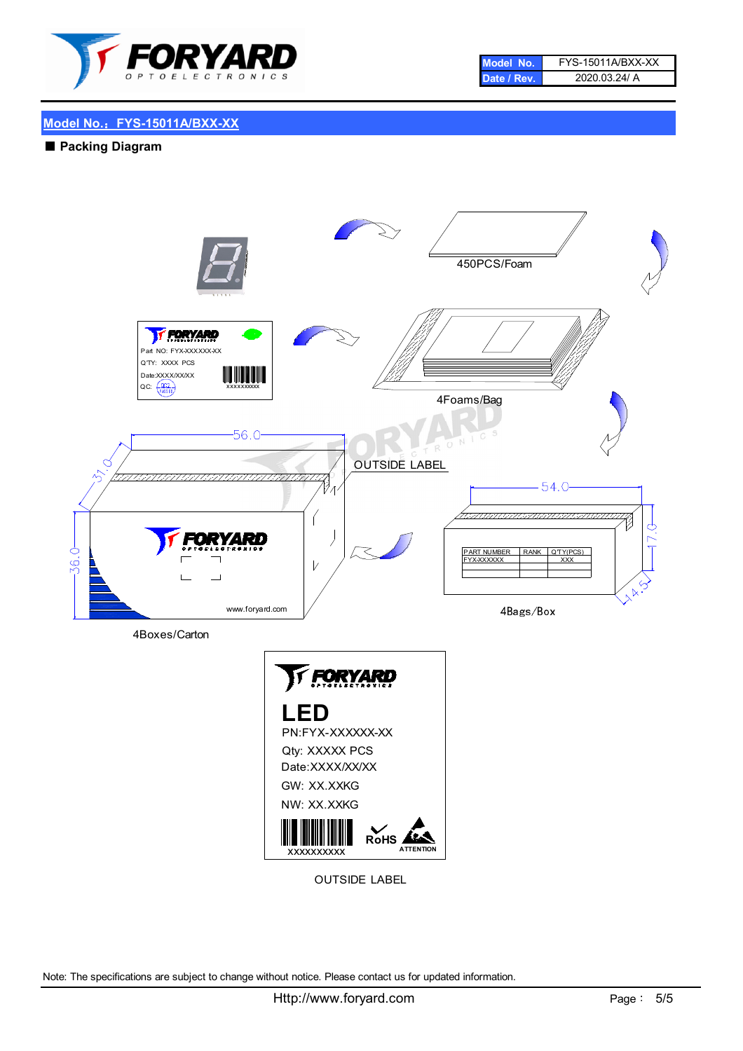| Model No. | FYS-15011A/BXX-XX |
|---|---|
| Date / Rev. | 2020.03.24/ A |

## Model No.: FYS-15011A/BXX-XX

### ■ Packing Diagram

450PCS/Foam

Part NO: FYX-XXXXXXX-XX
Q'TY: XXXX PCS
Date:XXXX/XX/XX
QC:
XXXXXXXXX

4Foams/Bag

56.0
31.0
36.0
OUTSIDE LABEL
www.foryard.com

4Boxes/Carton

54.0
17.0
14.5

| PART NUMBER | RANK | Q'TY(PCS) |
|---|---|---|
| FYX-XXXXXX | | XXX |
| | | |
| | | |

4Bags/Box

LED
PN:FYX-XXXXXX-XX
Qty: XXXXX PCS
Date:XXXX/XX/XX
GW: XX.XXKG
NW: XX.XXKG
XXXXXXXXXX
RoHS
ATTENTION

OUTSIDE LABEL

Note: The specifications are subject to change without notice. Please contact us for updated information.